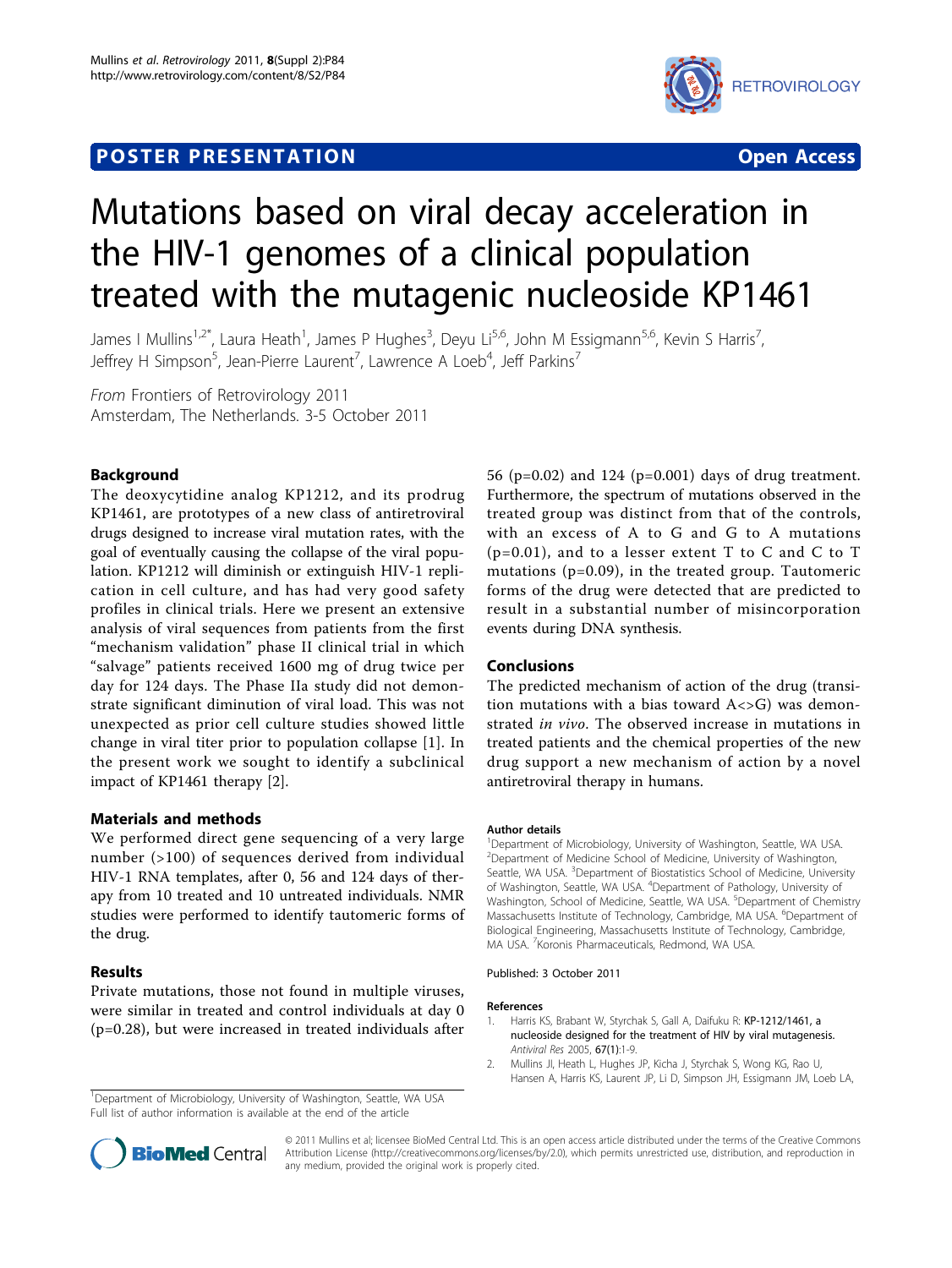POSTER PRESENTATION — Open Access

# Mutations based on viral decay acceleration in the HIV-1 genomes of a clinical population treated with the mutagenic nucleoside KP1461

James I Mullins[1,2*], Laura Heath[1], James P Hughes[3], Deyu Li[5,6], John M Essigmann[5,6], Kevin S Harris[7], Jeffrey H Simpson[5], Jean-Pierre Laurent[7], Lawrence A Loeb[4], Jeff Parkins[7]

*From* Frontiers of Retrovirology 2011
Amsterdam, The Netherlands. 3-5 October 2011

## Background

The deoxycytidine analog KP1212, and its prodrug KP1461, are prototypes of a new class of antiretroviral drugs designed to increase viral mutation rates, with the goal of eventually causing the collapse of the viral population. KP1212 will diminish or extinguish HIV-1 replication in cell culture, and has had very good safety profiles in clinical trials. Here we present an extensive analysis of viral sequences from patients from the first "mechanism validation" phase II clinical trial in which "salvage" patients received 1600 mg of drug twice per day for 124 days. The Phase IIa study did not demonstrate significant diminution of viral load. This was not unexpected as prior cell culture studies showed little change in viral titer prior to population collapse [1]. In the present work we sought to identify a subclinical impact of KP1461 therapy [2].

## Materials and methods

We performed direct gene sequencing of a very large number (>100) of sequences derived from individual HIV-1 RNA templates, after 0, 56 and 124 days of therapy from 10 treated and 10 untreated individuals. NMR studies were performed to identify tautomeric forms of the drug.

## Results

Private mutations, those not found in multiple viruses, were similar in treated and control individuals at day 0 ($p=0.28$), but were increased in treated individuals after 56 ($p=0.02$) and 124 ($p=0.001$) days of drug treatment. Furthermore, the spectrum of mutations observed in the treated group was distinct from that of the controls, with an excess of A to G and G to A mutations ($p=0.01$), and to a lesser extent T to C and C to T mutations ($p=0.09$), in the treated group. Tautomeric forms of the drug were detected that are predicted to result in a substantial number of misincorporation events during DNA synthesis.

## Conclusions

The predicted mechanism of action of the drug (transition mutations with a bias toward A<>G) was demonstrated *in vivo*. The observed increase in mutations in treated patients and the chemical properties of the new drug support a new mechanism of action by a novel antiretroviral therapy in humans.

### Author details

[1]Department of Microbiology, University of Washington, Seattle, WA USA. [2]Department of Medicine School of Medicine, University of Washington, Seattle, WA USA. [3]Department of Biostatistics School of Medicine, University of Washington, Seattle, WA USA. [4]Department of Pathology, University of Washington, School of Medicine, Seattle, WA USA. [5]Department of Chemistry Massachusetts Institute of Technology, Cambridge, MA USA. [6]Department of Biological Engineering, Massachusetts Institute of Technology, Cambridge, MA USA. [7]Koronis Pharmaceuticals, Redmond, WA USA.

Published: 3 October 2011

### References

1. Harris KS, Brabant W, Styrchak S, Gall A, Daifuku R: **KP-1212/1461, a nucleoside designed for the treatment of HIV by viral mutagenesis.** *Antiviral Res* 2005, **67(1)**:1-9.
2. Mullins JI, Heath L, Hughes JP, Kicha J, Styrchak S, Wong KG, Rao U, Hansen A, Harris KS, Laurent JP, Li D, Simpson JH, Essigmann JM, Loeb LA,

[1]Department of Microbiology, University of Washington, Seattle, WA USA
Full list of author information is available at the end of the article

© 2011 Mullins et al; licensee BioMed Central Ltd. This is an open access article distributed under the terms of the Creative Commons Attribution License (http://creativecommons.org/licenses/by/2.0), which permits unrestricted use, distribution, and reproduction in any medium, provided the original work is properly cited.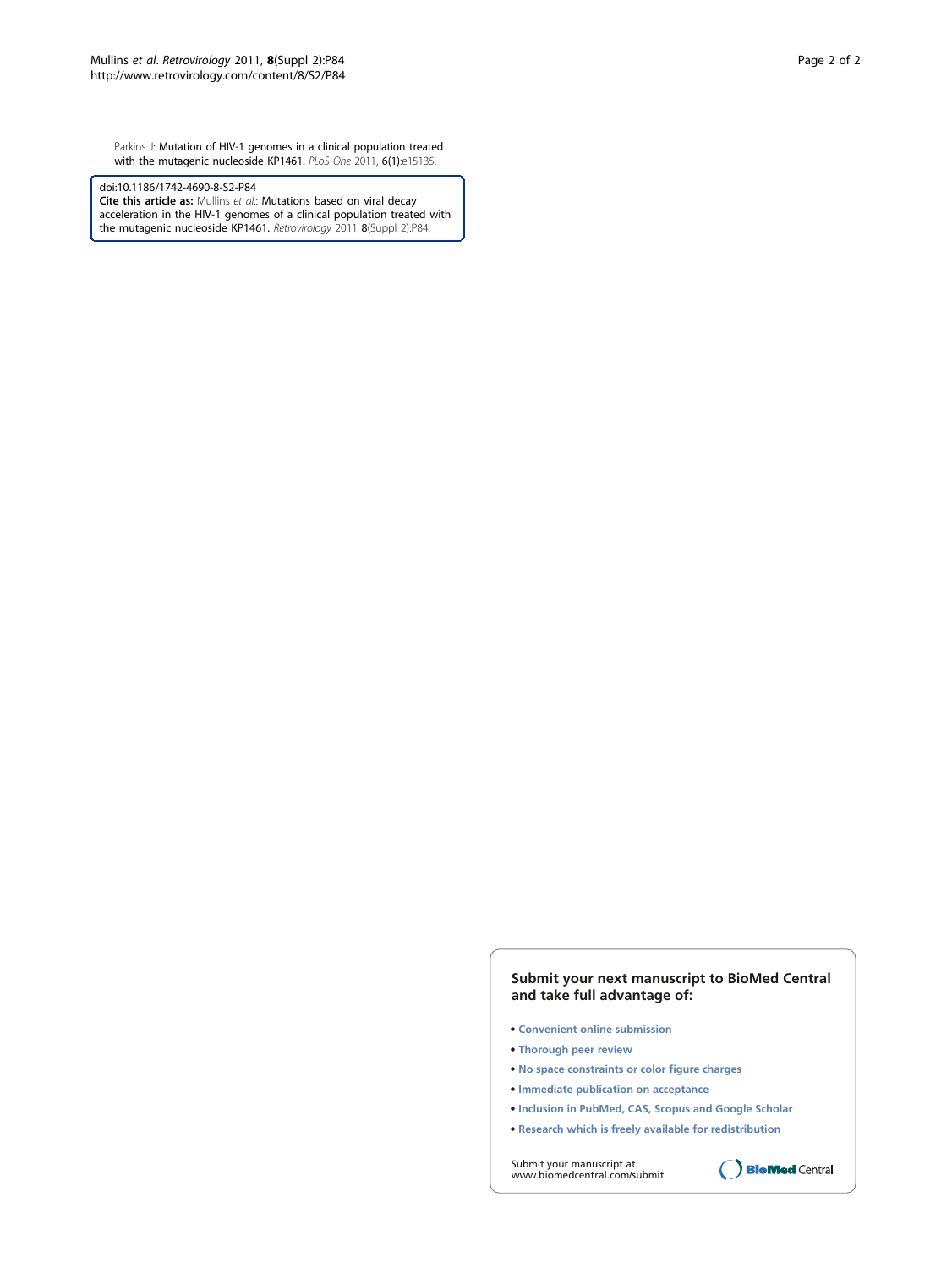Parkins J: **Mutation of HIV-1 genomes in a clinical population treated with the mutagenic nucleoside KP1461.** *PLoS One* 2011, **6(1)**:e15135.

doi:10.1186/1742-4690-8-S2-P84

**Cite this article as:** Mullins *et al.*: Mutations based on viral decay acceleration in the HIV-1 genomes of a clinical population treated with the mutagenic nucleoside KP1461. *Retrovirology* 2011 **8**(Suppl 2):P84.

**Submit your next manuscript to BioMed Central and take full advantage of:**

- **Convenient online submission**
- **Thorough peer review**
- **No space constraints or color figure charges**
- **Immediate publication on acceptance**
- **Inclusion in PubMed, CAS, Scopus and Google Scholar**
- **Research which is freely available for redistribution**

Submit your manuscript at
www.biomedcentral.com/submit

BioMed Central